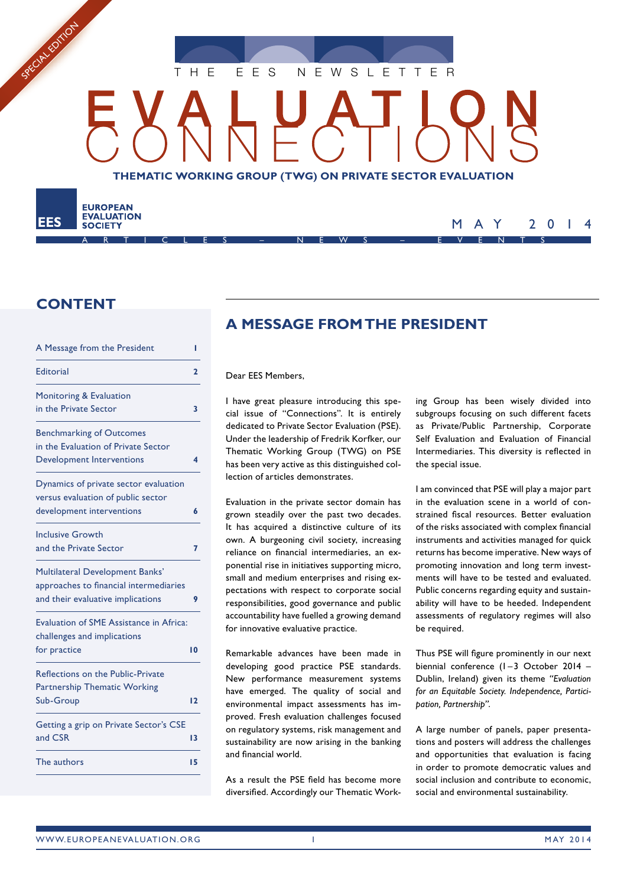SPECIAL EDITION

THE EES NEWSLETTER

# EVALUATION CONNECTIONS

**THEMATIC WORKING GROUP (TWG) ON PRIVATE SECTOR EVALUATION**

EES EUROPEAN EVALUATION SOCIETY

MAY 2014

ARTICLES – NEWS – EVENTS

## CONTENT

| | |
|---|---|
| A Message from the President | 1 |
| Editorial | 2 |
| Monitoring & Evaluation in the Private Sector | 3 |
| Benchmarking of Outcomes in the Evaluation of Private Sector Development Interventions | 4 |
| Dynamics of private sector evaluation versus evaluation of public sector development interventions | 6 |
| Inclusive Growth and the Private Sector | 7 |
| Multilateral Development Banks' approaches to financial intermediaries and their evaluative implications | 9 |
| Evaluation of SME Assistance in Africa: challenges and implications for practice | 10 |
| Reflections on the Public-Private Partnership Thematic Working Sub-Group | 12 |
| Getting a grip on Private Sector's CSE and CSR | 13 |
| The authors | 15 |

## A MESSAGE FROM THE PRESIDENT

Dear EES Members,

I have great pleasure introducing this special issue of "Connections". It is entirely dedicated to Private Sector Evaluation (PSE). Under the leadership of Fredrik Korfker, our Thematic Working Group (TWG) on PSE has been very active as this distinguished collection of articles demonstrates.

Evaluation in the private sector domain has grown steadily over the past two decades. It has acquired a distinctive culture of its own. A burgeoning civil society, increasing reliance on financial intermediaries, an exponential rise in initiatives supporting micro, small and medium enterprises and rising expectations with respect to corporate social responsibilities, good governance and public accountability have fuelled a growing demand for innovative evaluative practice.

Remarkable advances have been made in developing good practice PSE standards. New performance measurement systems have emerged. The quality of social and environmental impact assessments has improved. Fresh evaluation challenges focused on regulatory systems, risk management and sustainability are now arising in the banking and financial world.

As a result the PSE field has become more diversified. Accordingly our Thematic Working Group has been wisely divided into subgroups focusing on such different facets as Private/Public Partnership, Corporate Self Evaluation and Evaluation of Financial Intermediaries. This diversity is reflected in the special issue.

I am convinced that PSE will play a major part in the evaluation scene in a world of constrained fiscal resources. Better evaluation of the risks associated with complex financial instruments and activities managed for quick returns has become imperative. New ways of promoting innovation and long term investments will have to be tested and evaluated. Public concerns regarding equity and sustainability will have to be heeded. Independent assessments of regulatory regimes will also be required.

Thus PSE will figure prominently in our next biennial conference (1–3 October 2014 – Dublin, Ireland) given its theme *"Evaluation for an Equitable Society. Independence, Participation, Partnership"*.

A large number of panels, paper presentations and posters will address the challenges and opportunities that evaluation is facing in order to promote democratic values and social inclusion and contribute to economic, social and environmental sustainability.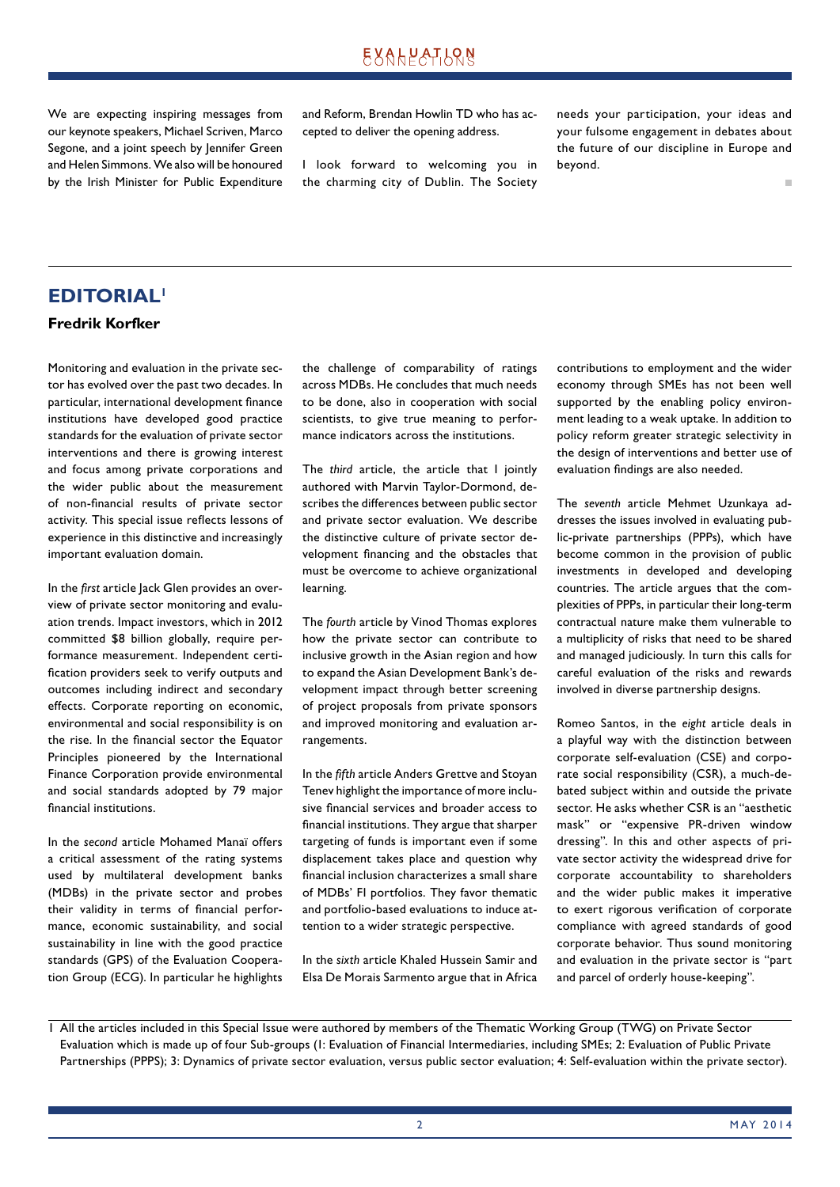We are expecting inspiring messages from our keynote speakers, Michael Scriven, Marco Segone, and a joint speech by Jennifer Green and Helen Simmons. We also will be honoured by the Irish Minister for Public Expenditure and Reform, Brendan Howlin TD who has accepted to deliver the opening address.

I look forward to welcoming you in the charming city of Dublin. The Society needs your participation, your ideas and your fulsome engagement in debates about the future of our discipline in Europe and beyond.

## EDITORIAL[1]

### Fredrik Korfker

Monitoring and evaluation in the private sector has evolved over the past two decades. In particular, international development finance institutions have developed good practice standards for the evaluation of private sector interventions and there is growing interest and focus among private corporations and the wider public about the measurement of non-financial results of private sector activity. This special issue reflects lessons of experience in this distinctive and increasingly important evaluation domain.

In the *first* article Jack Glen provides an overview of private sector monitoring and evaluation trends. Impact investors, which in 2012 committed $8 billion globally, require performance measurement. Independent certification providers seek to verify outputs and outcomes including indirect and secondary effects. Corporate reporting on economic, environmental and social responsibility is on the rise. In the financial sector the Equator Principles pioneered by the International Finance Corporation provide environmental and social standards adopted by 79 major financial institutions.

In the *second* article Mohamed Manaï offers a critical assessment of the rating systems used by multilateral development banks (MDBs) in the private sector and probes their validity in terms of financial performance, economic sustainability, and social sustainability in line with the good practice standards (GPS) of the Evaluation Cooperation Group (ECG). In particular he highlights the challenge of comparability of ratings across MDBs. He concludes that much needs to be done, also in cooperation with social scientists, to give true meaning to performance indicators across the institutions.

The *third* article, the article that I jointly authored with Marvin Taylor-Dormond, describes the differences between public sector and private sector evaluation. We describe the distinctive culture of private sector development financing and the obstacles that must be overcome to achieve organizational learning.

The *fourth* article by Vinod Thomas explores how the private sector can contribute to inclusive growth in the Asian region and how to expand the Asian Development Bank's development impact through better screening of project proposals from private sponsors and improved monitoring and evaluation arrangements.

In the *fifth* article Anders Grettve and Stoyan Tenev highlight the importance of more inclusive financial services and broader access to financial institutions. They argue that sharper targeting of funds is important even if some displacement takes place and question why financial inclusion characterizes a small share of MDBs' FI portfolios. They favor thematic and portfolio-based evaluations to induce attention to a wider strategic perspective.

In the *sixth* article Khaled Hussein Samir and Elsa De Morais Sarmento argue that in Africa contributions to employment and the wider economy through SMEs has not been well supported by the enabling policy environment leading to a weak uptake. In addition to policy reform greater strategic selectivity in the design of interventions and better use of evaluation findings are also needed.

The *seventh* article Mehmet Uzunkaya addresses the issues involved in evaluating public-private partnerships (PPPs), which have become common in the provision of public investments in developed and developing countries. The article argues that the complexities of PPPs, in particular their long-term contractual nature make them vulnerable to a multiplicity of risks that need to be shared and managed judiciously. In turn this calls for careful evaluation of the risks and rewards involved in diverse partnership designs.

Romeo Santos, in the *eight* article deals in a playful way with the distinction between corporate self-evaluation (CSE) and corporate social responsibility (CSR), a much-debated subject within and outside the private sector. He asks whether CSR is an "aesthetic mask" or "expensive PR-driven window dressing". In this and other aspects of private sector activity the widespread drive for corporate accountability to shareholders and the wider public makes it imperative to exert rigorous verification of corporate compliance with agreed standards of good corporate behavior. Thus sound monitoring and evaluation in the private sector is "part and parcel of orderly house-keeping".

1 All the articles included in this Special Issue were authored by members of the Thematic Working Group (TWG) on Private Sector Evaluation which is made up of four Sub-groups (1: Evaluation of Financial Intermediaries, including SMEs; 2: Evaluation of Public Private Partnerships (PPPS); 3: Dynamics of private sector evaluation, versus public sector evaluation; 4: Self-evaluation within the private sector).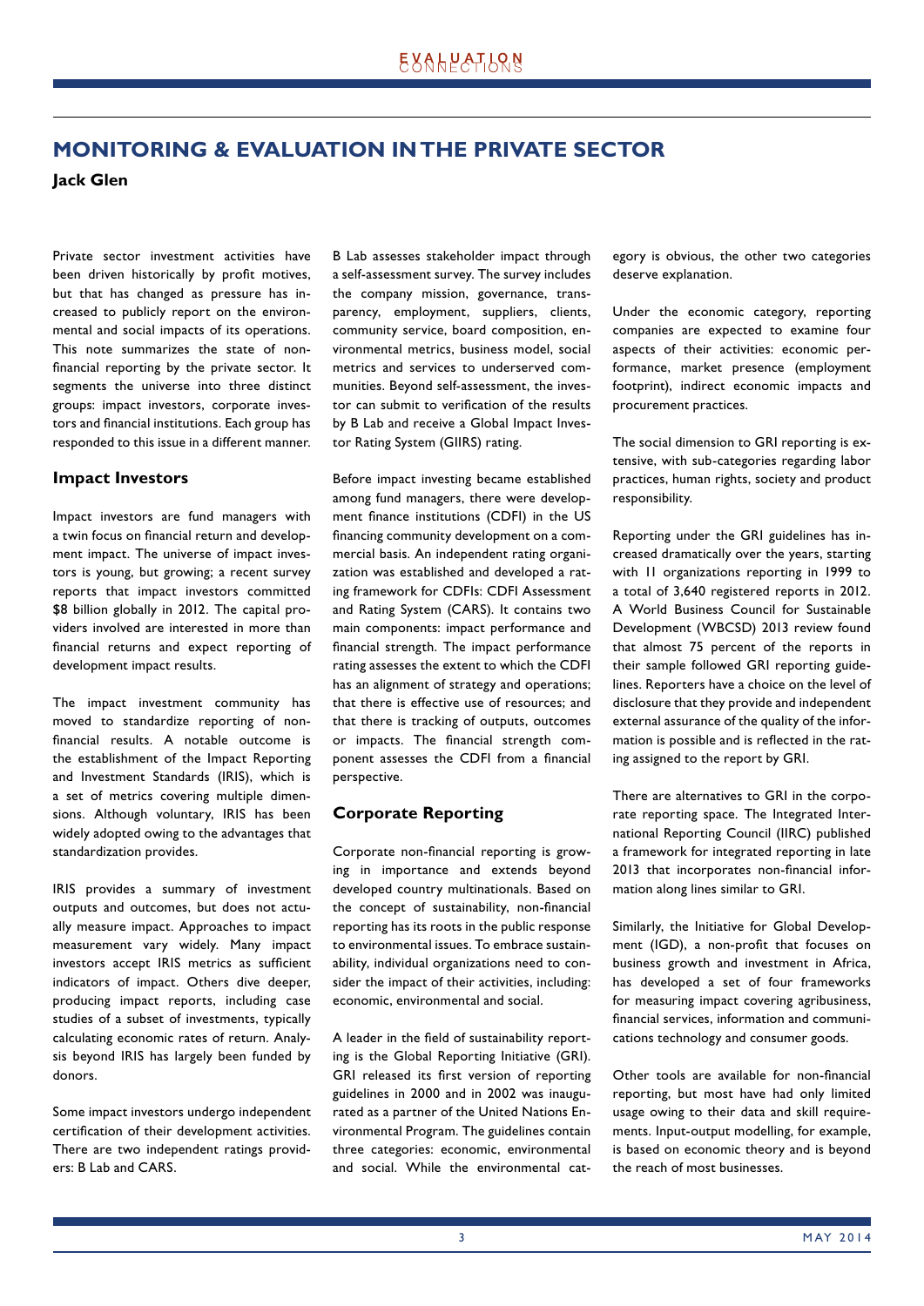# MONITORING & EVALUATION IN THE PRIVATE SECTOR

**Jack Glen**

Private sector investment activities have been driven historically by profit motives, but that has changed as pressure has increased to publicly report on the environmental and social impacts of its operations. This note summarizes the state of non-financial reporting by the private sector. It segments the universe into three distinct groups: impact investors, corporate investors and financial institutions. Each group has responded to this issue in a different manner.

## Impact Investors

Impact investors are fund managers with a twin focus on financial return and development impact. The universe of impact investors is young, but growing; a recent survey reports that impact investors committed $8 billion globally in 2012. The capital providers involved are interested in more than financial returns and expect reporting of development impact results.

The impact investment community has moved to standardize reporting of non-financial results. A notable outcome is the establishment of the Impact Reporting and Investment Standards (IRIS), which is a set of metrics covering multiple dimensions. Although voluntary, IRIS has been widely adopted owing to the advantages that standardization provides.

IRIS provides a summary of investment outputs and outcomes, but does not actually measure impact. Approaches to impact measurement vary widely. Many impact investors accept IRIS metrics as sufficient indicators of impact. Others dive deeper, producing impact reports, including case studies of a subset of investments, typically calculating economic rates of return. Analysis beyond IRIS has largely been funded by donors.

Some impact investors undergo independent certification of their development activities. There are two independent ratings providers: B Lab and CARS.

B Lab assesses stakeholder impact through a self-assessment survey. The survey includes the company mission, governance, transparency, employment, suppliers, clients, community service, board composition, environmental metrics, business model, social metrics and services to underserved communities. Beyond self-assessment, the investor can submit to verification of the results by B Lab and receive a Global Impact Investor Rating System (GIIRS) rating.

Before impact investing became established among fund managers, there were development finance institutions (CDFI) in the US financing community development on a commercial basis. An independent rating organization was established and developed a rating framework for CDFIs: CDFI Assessment and Rating System (CARS). It contains two main components: impact performance and financial strength. The impact performance rating assesses the extent to which the CDFI has an alignment of strategy and operations; that there is effective use of resources; and that there is tracking of outputs, outcomes or impacts. The financial strength component assesses the CDFI from a financial perspective.

## Corporate Reporting

Corporate non-financial reporting is growing in importance and extends beyond developed country multinationals. Based on the concept of sustainability, non-financial reporting has its roots in the public response to environmental issues. To embrace sustainability, individual organizations need to consider the impact of their activities, including: economic, environmental and social.

A leader in the field of sustainability reporting is the Global Reporting Initiative (GRI). GRI released its first version of reporting guidelines in 2000 and in 2002 was inaugurated as a partner of the United Nations Environmental Program. The guidelines contain three categories: economic, environmental and social. While the environmental category is obvious, the other two categories deserve explanation.

Under the economic category, reporting companies are expected to examine four aspects of their activities: economic performance, market presence (employment footprint), indirect economic impacts and procurement practices.

The social dimension to GRI reporting is extensive, with sub-categories regarding labor practices, human rights, society and product responsibility.

Reporting under the GRI guidelines has increased dramatically over the years, starting with 11 organizations reporting in 1999 to a total of 3,640 registered reports in 2012. A World Business Council for Sustainable Development (WBCSD) 2013 review found that almost 75 percent of the reports in their sample followed GRI reporting guidelines. Reporters have a choice on the level of disclosure that they provide and independent external assurance of the quality of the information is possible and is reflected in the rating assigned to the report by GRI.

There are alternatives to GRI in the corporate reporting space. The Integrated International Reporting Council (IIRC) published a framework for integrated reporting in late 2013 that incorporates non-financial information along lines similar to GRI.

Similarly, the Initiative for Global Development (IGD), a non-profit that focuses on business growth and investment in Africa, has developed a set of four frameworks for measuring impact covering agribusiness, financial services, information and communications technology and consumer goods.

Other tools are available for non-financial reporting, but most have had only limited usage owing to their data and skill requirements. Input-output modelling, for example, is based on economic theory and is beyond the reach of most businesses.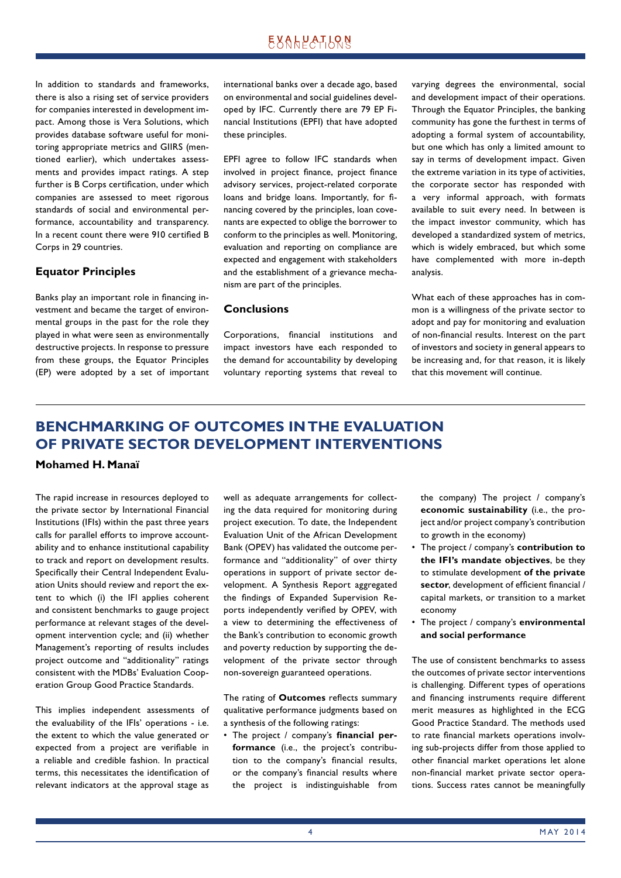In addition to standards and frameworks, there is also a rising set of service providers for companies interested in development impact. Among those is Vera Solutions, which provides database software useful for monitoring appropriate metrics and GIIRS (mentioned earlier), which undertakes assessments and provides impact ratings. A step further is B Corps certification, under which companies are assessed to meet rigorous standards of social and environmental performance, accountability and transparency. In a recent count there were 910 certified B Corps in 29 countries.

### Equator Principles

Banks play an important role in financing investment and became the target of environmental groups in the past for the role they played in what were seen as environmentally destructive projects. In response to pressure from these groups, the Equator Principles (EP) were adopted by a set of important international banks over a decade ago, based on environmental and social guidelines developed by IFC. Currently there are 79 EP Financial Institutions (EPFI) that have adopted these principles.

EPFI agree to follow IFC standards when involved in project finance, project finance advisory services, project-related corporate loans and bridge loans. Importantly, for financing covered by the principles, loan covenants are expected to oblige the borrower to conform to the principles as well. Monitoring, evaluation and reporting on compliance are expected and engagement with stakeholders and the establishment of a grievance mechanism are part of the principles.

### Conclusions

Corporations, financial institutions and impact investors have each responded to the demand for accountability by developing voluntary reporting systems that reveal to varying degrees the environmental, social and development impact of their operations. Through the Equator Principles, the banking community has gone the furthest in terms of adopting a formal system of accountability, but one which has only a limited amount to say in terms of development impact. Given the extreme variation in its type of activities, the corporate sector has responded with a very informal approach, with formats available to suit every need. In between is the impact investor community, which has developed a standardized system of metrics, which is widely embraced, but which some have complemented with more in-depth analysis.

What each of these approaches has in common is a willingness of the private sector to adopt and pay for monitoring and evaluation of non-financial results. Interest on the part of investors and society in general appears to be increasing and, for that reason, it is likely that this movement will continue.

## BENCHMARKING OF OUTCOMES IN THE EVALUATION OF PRIVATE SECTOR DEVELOPMENT INTERVENTIONS

**Mohamed H. Manaï**

The rapid increase in resources deployed to the private sector by International Financial Institutions (IFIs) within the past three years calls for parallel efforts to improve accountability and to enhance institutional capability to track and report on development results. Specifically their Central Independent Evaluation Units should review and report the extent to which (i) the IFI applies coherent and consistent benchmarks to gauge project performance at relevant stages of the development intervention cycle; and (ii) whether Management's reporting of results includes project outcome and "additionality" ratings consistent with the MDBs' Evaluation Cooperation Group Good Practice Standards.

This implies independent assessments of the evaluability of the IFIs' operations - i.e. the extent to which the value generated or expected from a project are verifiable in a reliable and credible fashion. In practical terms, this necessitates the identification of relevant indicators at the approval stage as well as adequate arrangements for collecting the data required for monitoring during project execution. To date, the Independent Evaluation Unit of the African Development Bank (OPEV) has validated the outcome performance and "additionality" of over thirty operations in support of private sector development. A Synthesis Report aggregated the findings of Expanded Supervision Reports independently verified by OPEV, with a view to determining the effectiveness of the Bank's contribution to economic growth and poverty reduction by supporting the development of the private sector through non-sovereign guaranteed operations.

The rating of **Outcomes** reflects summary qualitative performance judgments based on a synthesis of the following ratings:

- The project / company's **financial performance** (i.e., the project's contribution to the company's financial results, or the company's financial results where the project is indistinguishable from the company) The project / company's **economic sustainability** (i.e., the project and/or project company's contribution to growth in the economy)
- The project / company's **contribution to the IFI's mandate objectives**, be they to stimulate development **of the private sector**, development of efficient financial / capital markets, or transition to a market economy
- The project / company's **environmental and social performance**

The use of consistent benchmarks to assess the outcomes of private sector interventions is challenging. Different types of operations and financing instruments require different merit measures as highlighted in the ECG Good Practice Standard. The methods used to rate financial markets operations involving sub-projects differ from those applied to other financial market operations let alone non-financial market private sector operations. Success rates cannot be meaningfully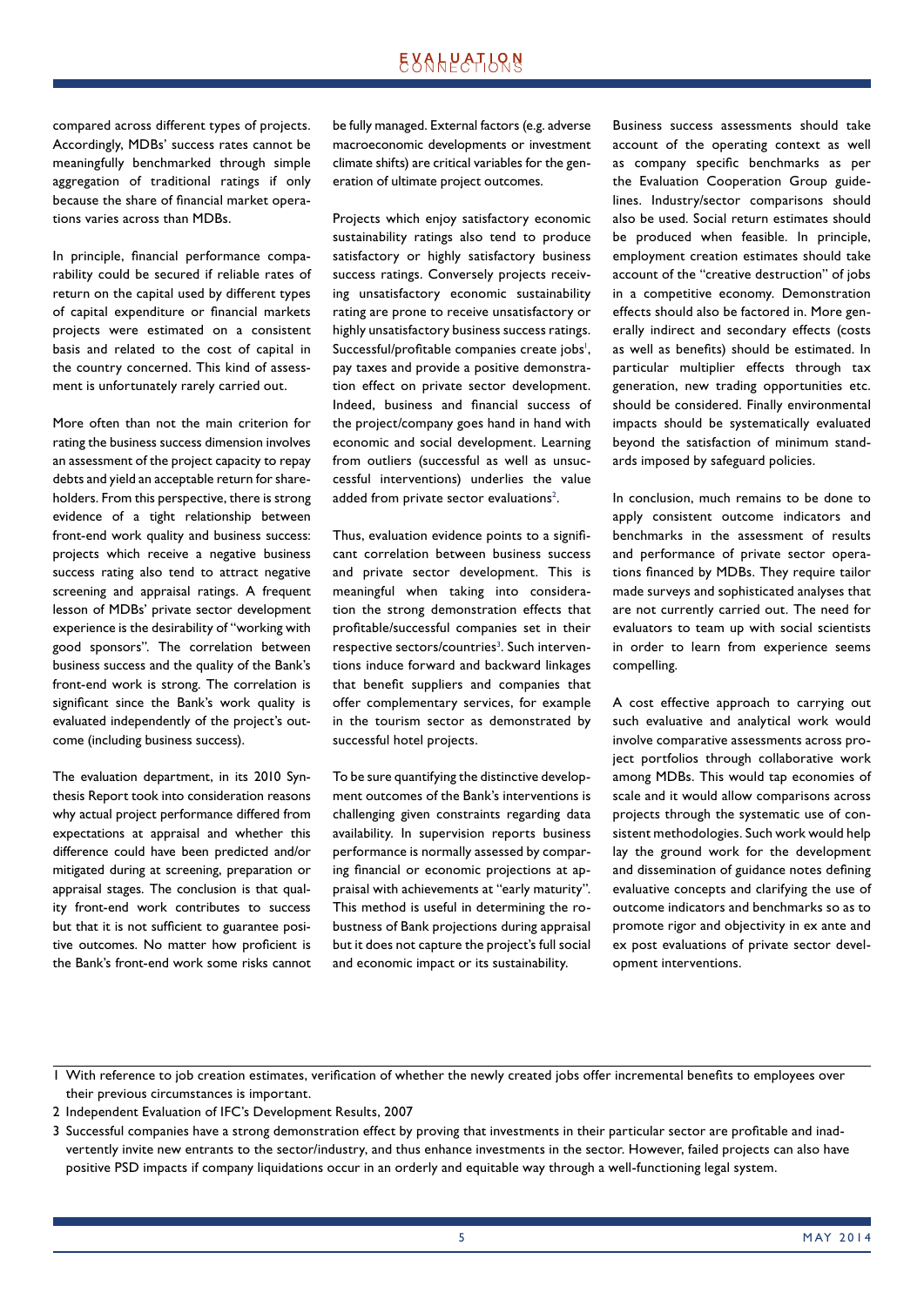compared across different types of projects. Accordingly, MDBs' success rates cannot be meaningfully benchmarked through simple aggregation of traditional ratings if only because the share of financial market operations varies across than MDBs.

In principle, financial performance comparability could be secured if reliable rates of return on the capital used by different types of capital expenditure or financial markets projects were estimated on a consistent basis and related to the cost of capital in the country concerned. This kind of assessment is unfortunately rarely carried out.

More often than not the main criterion for rating the business success dimension involves an assessment of the project capacity to repay debts and yield an acceptable return for shareholders. From this perspective, there is strong evidence of a tight relationship between front-end work quality and business success: projects which receive a negative business success rating also tend to attract negative screening and appraisal ratings. A frequent lesson of MDBs' private sector development experience is the desirability of "working with good sponsors". The correlation between business success and the quality of the Bank's front-end work is strong. The correlation is significant since the Bank's work quality is evaluated independently of the project's outcome (including business success).

The evaluation department, in its 2010 Synthesis Report took into consideration reasons why actual project performance differed from expectations at appraisal and whether this difference could have been predicted and/or mitigated during at screening, preparation or appraisal stages. The conclusion is that quality front-end work contributes to success but that it is not sufficient to guarantee positive outcomes. No matter how proficient is the Bank's front-end work some risks cannot be fully managed. External factors (e.g. adverse macroeconomic developments or investment climate shifts) are critical variables for the generation of ultimate project outcomes.

Projects which enjoy satisfactory economic sustainability ratings also tend to produce satisfactory or highly satisfactory business success ratings. Conversely projects receiving unsatisfactory economic sustainability rating are prone to receive unsatisfactory or highly unsatisfactory business success ratings. Successful/profitable companies create jobs[1], pay taxes and provide a positive demonstration effect on private sector development. Indeed, business and financial success of the project/company goes hand in hand with economic and social development. Learning from outliers (successful as well as unsuccessful interventions) underlies the value added from private sector evaluations[2].

Thus, evaluation evidence points to a significant correlation between business success and private sector development. This is meaningful when taking into consideration the strong demonstration effects that profitable/successful companies set in their respective sectors/countries[3]. Such interventions induce forward and backward linkages that benefit suppliers and companies that offer complementary services, for example in the tourism sector as demonstrated by successful hotel projects.

To be sure quantifying the distinctive development outcomes of the Bank's interventions is challenging given constraints regarding data availability. In supervision reports business performance is normally assessed by comparing financial or economic projections at appraisal with achievements at "early maturity". This method is useful in determining the robustness of Bank projections during appraisal but it does not capture the project's full social and economic impact or its sustainability.

Business success assessments should take account of the operating context as well as company specific benchmarks as per the Evaluation Cooperation Group guidelines. Industry/sector comparisons should also be used. Social return estimates should be produced when feasible. In principle, employment creation estimates should take account of the "creative destruction" of jobs in a competitive economy. Demonstration effects should also be factored in. More generally indirect and secondary effects (costs as well as benefits) should be estimated. In particular multiplier effects through tax generation, new trading opportunities etc. should be considered. Finally environmental impacts should be systematically evaluated beyond the satisfaction of minimum standards imposed by safeguard policies.

In conclusion, much remains to be done to apply consistent outcome indicators and benchmarks in the assessment of results and performance of private sector operations financed by MDBs. They require tailor made surveys and sophisticated analyses that are not currently carried out. The need for evaluators to team up with social scientists in order to learn from experience seems compelling.

A cost effective approach to carrying out such evaluative and analytical work would involve comparative assessments across project portfolios through collaborative work among MDBs. This would tap economies of scale and it would allow comparisons across projects through the systematic use of consistent methodologies. Such work would help lay the ground work for the development and dissemination of guidance notes defining evaluative concepts and clarifying the use of outcome indicators and benchmarks so as to promote rigor and objectivity in ex ante and ex post evaluations of private sector development interventions.

---

1 With reference to job creation estimates, verification of whether the newly created jobs offer incremental benefits to employees over their previous circumstances is important.

2 Independent Evaluation of IFC's Development Results, 2007

3 Successful companies have a strong demonstration effect by proving that investments in their particular sector are profitable and inadvertently invite new entrants to the sector/industry, and thus enhance investments in the sector. However, failed projects can also have positive PSD impacts if company liquidations occur in an orderly and equitable way through a well-functioning legal system.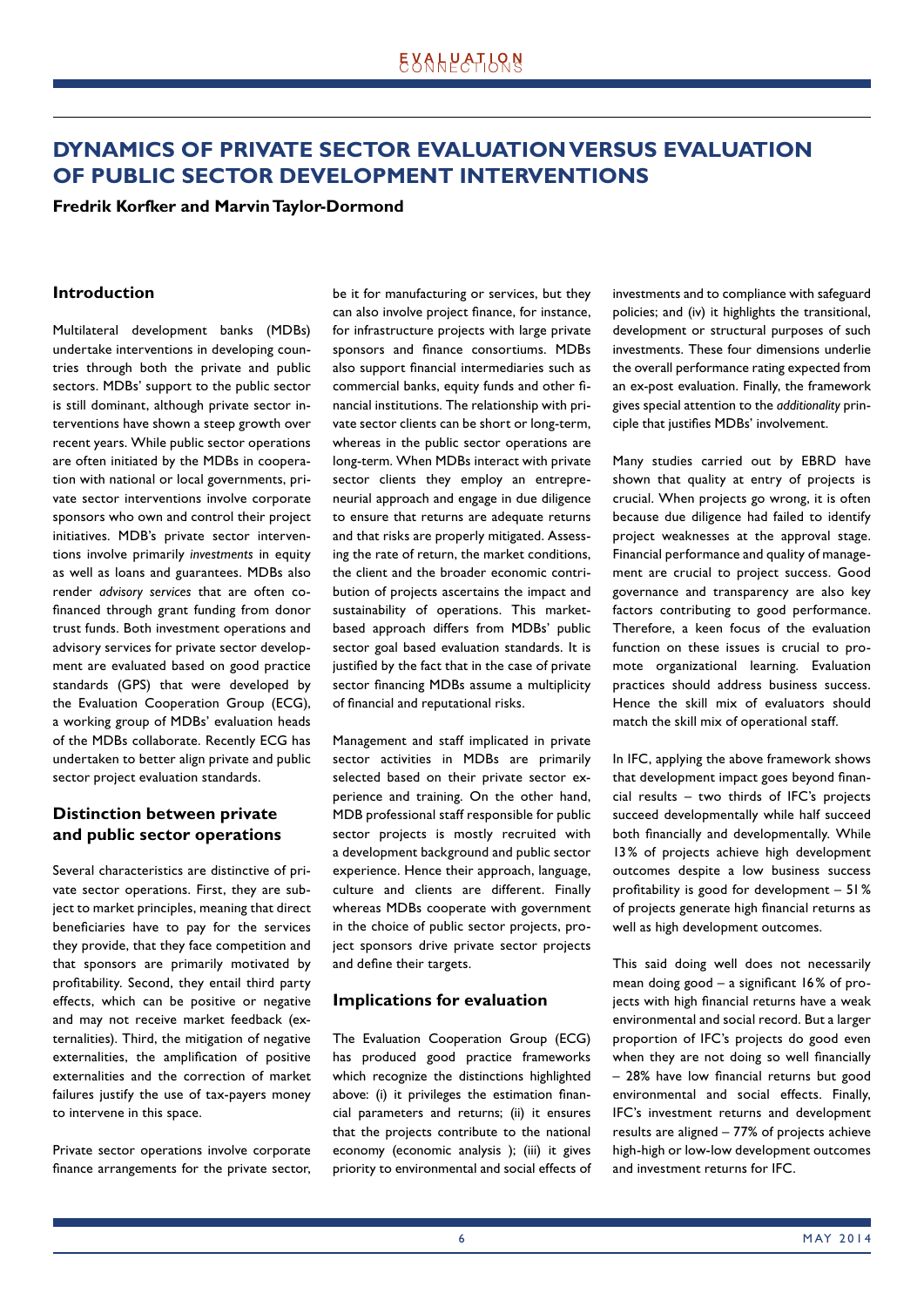# DYNAMICS OF PRIVATE SECTOR EVALUATION VERSUS EVALUATION OF PUBLIC SECTOR DEVELOPMENT INTERVENTIONS

**Fredrik Korfker and Marvin Taylor-Dormond**

## Introduction

Multilateral development banks (MDBs) undertake interventions in developing countries through both the private and public sectors. MDBs' support to the public sector is still dominant, although private sector interventions have shown a steep growth over recent years. While public sector operations are often initiated by the MDBs in cooperation with national or local governments, private sector interventions involve corporate sponsors who own and control their project initiatives. MDB's private sector interventions involve primarily *investments* in equity as well as loans and guarantees. MDBs also render *advisory services* that are often co-financed through grant funding from donor trust funds. Both investment operations and advisory services for private sector development are evaluated based on good practice standards (GPS) that were developed by the Evaluation Cooperation Group (ECG), a working group of MDBs' evaluation heads of the MDBs collaborate. Recently ECG has undertaken to better align private and public sector project evaluation standards.

## Distinction between private and public sector operations

Several characteristics are distinctive of private sector operations. First, they are subject to market principles, meaning that direct beneficiaries have to pay for the services they provide, that they face competition and that sponsors are primarily motivated by profitability. Second, they entail third party effects, which can be positive or negative and may not receive market feedback (externalities). Third, the mitigation of negative externalities, the amplification of positive externalities and the correction of market failures justify the use of tax-payers money to intervene in this space.

Private sector operations involve corporate finance arrangements for the private sector, be it for manufacturing or services, but they can also involve project finance, for instance, for infrastructure projects with large private sponsors and finance consortiums. MDBs also support financial intermediaries such as commercial banks, equity funds and other financial institutions. The relationship with private sector clients can be short or long-term, whereas in the public sector operations are long-term. When MDBs interact with private sector clients they employ an entrepreneurial approach and engage in due diligence to ensure that returns are adequate returns and that risks are properly mitigated. Assessing the rate of return, the market conditions, the client and the broader economic contribution of projects ascertains the impact and sustainability of operations. This market-based approach differs from MDBs' public sector goal based evaluation standards. It is justified by the fact that in the case of private sector financing MDBs assume a multiplicity of financial and reputational risks.

Management and staff implicated in private sector activities in MDBs are primarily selected based on their private sector experience and training. On the other hand, MDB professional staff responsible for public sector projects is mostly recruited with a development background and public sector experience. Hence their approach, language, culture and clients are different. Finally whereas MDBs cooperate with government in the choice of public sector projects, project sponsors drive private sector projects and define their targets.

## Implications for evaluation

The Evaluation Cooperation Group (ECG) has produced good practice frameworks which recognize the distinctions highlighted above: (i) it privileges the estimation financial parameters and returns; (ii) it ensures that the projects contribute to the national economy (economic analysis ); (iii) it gives priority to environmental and social effects of investments and to compliance with safeguard policies; and (iv) it highlights the transitional, development or structural purposes of such investments. These four dimensions underlie the overall performance rating expected from an ex-post evaluation. Finally, the framework gives special attention to the *additionality* principle that justifies MDBs' involvement.

Many studies carried out by EBRD have shown that quality at entry of projects is crucial. When projects go wrong, it is often because due diligence had failed to identify project weaknesses at the approval stage. Financial performance and quality of management are crucial to project success. Good governance and transparency are also key factors contributing to good performance. Therefore, a keen focus of the evaluation function on these issues is crucial to promote organizational learning. Evaluation practices should address business success. Hence the skill mix of evaluators should match the skill mix of operational staff.

In IFC, applying the above framework shows that development impact goes beyond financial results – two thirds of IFC's projects succeed developmentally while half succeed both financially and developmentally. While 13% of projects achieve high development outcomes despite a low business success profitability is good for development – 51% of projects generate high financial returns as well as high development outcomes.

This said doing well does not necessarily mean doing good – a significant 16% of projects with high financial returns have a weak environmental and social record. But a larger proportion of IFC's projects do good even when they are not doing so well financially – 28% have low financial returns but good environmental and social effects. Finally, IFC's investment returns and development results are aligned – 77% of projects achieve high-high or low-low development outcomes and investment returns for IFC.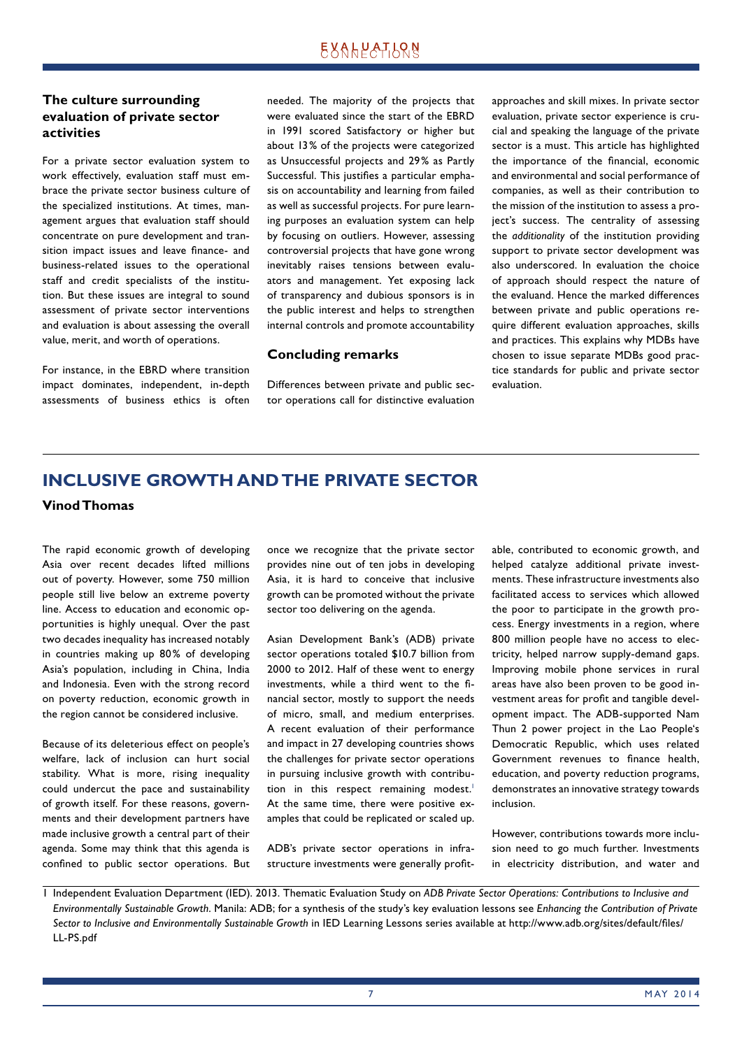### The culture surrounding evaluation of private sector activities

For a private sector evaluation system to work effectively, evaluation staff must embrace the private sector business culture of the specialized institutions. At times, management argues that evaluation staff should concentrate on pure development and transition impact issues and leave finance- and business-related issues to the operational staff and credit specialists of the institution. But these issues are integral to sound assessment of private sector interventions and evaluation is about assessing the overall value, merit, and worth of operations.

For instance, in the EBRD where transition impact dominates, independent, in-depth assessments of business ethics is often needed. The majority of the projects that were evaluated since the start of the EBRD in 1991 scored Satisfactory or higher but about 13% of the projects were categorized as Unsuccessful projects and 29% as Partly Successful. This justifies a particular emphasis on accountability and learning from failed as well as successful projects. For pure learning purposes an evaluation system can help by focusing on outliers. However, assessing controversial projects that have gone wrong inevitably raises tensions between evaluators and management. Yet exposing lack of transparency and dubious sponsors is in the public interest and helps to strengthen internal controls and promote accountability

### Concluding remarks

Differences between private and public sector operations call for distinctive evaluation approaches and skill mixes. In private sector evaluation, private sector experience is crucial and speaking the language of the private sector is a must. This article has highlighted the importance of the financial, economic and environmental and social performance of companies, as well as their contribution to the mission of the institution to assess a project's success. The centrality of assessing the *additionality* of the institution providing support to private sector development was also underscored. In evaluation the choice of approach should respect the nature of the evaluand. Hence the marked differences between private and public operations require different evaluation approaches, skills and practices. This explains why MDBs have chosen to issue separate MDBs good practice standards for public and private sector evaluation.

## INCLUSIVE GROWTH AND THE PRIVATE SECTOR

**Vinod Thomas**

The rapid economic growth of developing Asia over recent decades lifted millions out of poverty. However, some 750 million people still live below an extreme poverty line. Access to education and economic opportunities is highly unequal. Over the past two decades inequality has increased notably in countries making up 80% of developing Asia's population, including in China, India and Indonesia. Even with the strong record on poverty reduction, economic growth in the region cannot be considered inclusive.

Because of its deleterious effect on people's welfare, lack of inclusion can hurt social stability. What is more, rising inequality could undercut the pace and sustainability of growth itself. For these reasons, governments and their development partners have made inclusive growth a central part of their agenda. Some may think that this agenda is confined to public sector operations. But once we recognize that the private sector provides nine out of ten jobs in developing Asia, it is hard to conceive that inclusive growth can be promoted without the private sector too delivering on the agenda.

Asian Development Bank's (ADB) private sector operations totaled $10.7 billion from 2000 to 2012. Half of these went to energy investments, while a third went to the financial sector, mostly to support the needs of micro, small, and medium enterprises. A recent evaluation of their performance and impact in 27 developing countries shows the challenges for private sector operations in pursuing inclusive growth with contribution in this respect remaining modest.[1] At the same time, there were positive examples that could be replicated or scaled up.

ADB's private sector operations in infrastructure investments were generally profitable, contributed to economic growth, and helped catalyze additional private investments. These infrastructure investments also facilitated access to services which allowed the poor to participate in the growth process. Energy investments in a region, where 800 million people have no access to electricity, helped narrow supply-demand gaps. Improving mobile phone services in rural areas have also been proven to be good investment areas for profit and tangible development impact. The ADB-supported Nam Thun 2 power project in the Lao People's Democratic Republic, which uses related Government revenues to finance health, education, and poverty reduction programs, demonstrates an innovative strategy towards inclusion.

However, contributions towards more inclusion need to go much further. Investments in electricity distribution, and water and

1 Independent Evaluation Department (IED). 2013. Thematic Evaluation Study on *ADB Private Sector Operations: Contributions to Inclusive and Environmentally Sustainable Growth*. Manila: ADB; for a synthesis of the study's key evaluation lessons see *Enhancing the Contribution of Private Sector to Inclusive and Environmentally Sustainable Growth* in IED Learning Lessons series available at http://www.adb.org/sites/default/files/LL-PS.pdf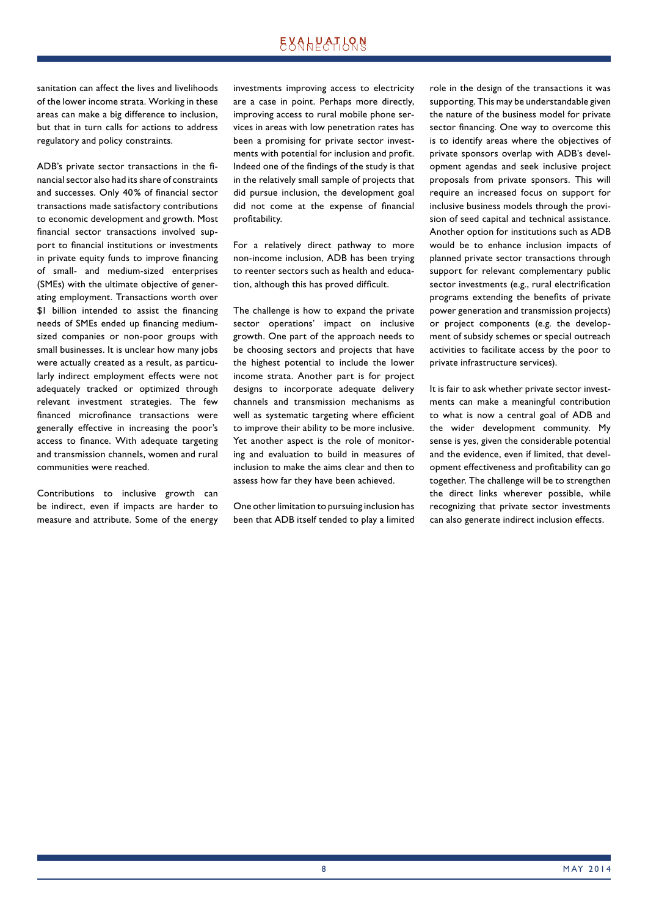sanitation can affect the lives and livelihoods of the lower income strata. Working in these areas can make a big difference to inclusion, but that in turn calls for actions to address regulatory and policy constraints.

ADB's private sector transactions in the financial sector also had its share of constraints and successes. Only 40% of financial sector transactions made satisfactory contributions to economic development and growth. Most financial sector transactions involved support to financial institutions or investments in private equity funds to improve financing of small- and medium-sized enterprises (SMEs) with the ultimate objective of generating employment. Transactions worth over $1 billion intended to assist the financing needs of SMEs ended up financing medium-sized companies or non-poor groups with small businesses. It is unclear how many jobs were actually created as a result, as particularly indirect employment effects were not adequately tracked or optimized through relevant investment strategies. The few financed microfinance transactions were generally effective in increasing the poor's access to finance. With adequate targeting and transmission channels, women and rural communities were reached.

Contributions to inclusive growth can be indirect, even if impacts are harder to measure and attribute. Some of the energy investments improving access to electricity are a case in point. Perhaps more directly, improving access to rural mobile phone services in areas with low penetration rates has been a promising for private sector investments with potential for inclusion and profit. Indeed one of the findings of the study is that in the relatively small sample of projects that did pursue inclusion, the development goal did not come at the expense of financial profitability.

For a relatively direct pathway to more non-income inclusion, ADB has been trying to reenter sectors such as health and education, although this has proved difficult.

The challenge is how to expand the private sector operations' impact on inclusive growth. One part of the approach needs to be choosing sectors and projects that have the highest potential to include the lower income strata. Another part is for project designs to incorporate adequate delivery channels and transmission mechanisms as well as systematic targeting where efficient to improve their ability to be more inclusive. Yet another aspect is the role of monitoring and evaluation to build in measures of inclusion to make the aims clear and then to assess how far they have been achieved.

One other limitation to pursuing inclusion has been that ADB itself tended to play a limited role in the design of the transactions it was supporting. This may be understandable given the nature of the business model for private sector financing. One way to overcome this is to identify areas where the objectives of private sponsors overlap with ADB's development agendas and seek inclusive project proposals from private sponsors. This will require an increased focus on support for inclusive business models through the provision of seed capital and technical assistance. Another option for institutions such as ADB would be to enhance inclusion impacts of planned private sector transactions through support for relevant complementary public sector investments (e.g., rural electrification programs extending the benefits of private power generation and transmission projects) or project components (e.g. the development of subsidy schemes or special outreach activities to facilitate access by the poor to private infrastructure services).

It is fair to ask whether private sector investments can make a meaningful contribution to what is now a central goal of ADB and the wider development community. My sense is yes, given the considerable potential and the evidence, even if limited, that development effectiveness and profitability can go together. The challenge will be to strengthen the direct links wherever possible, while recognizing that private sector investments can also generate indirect inclusion effects.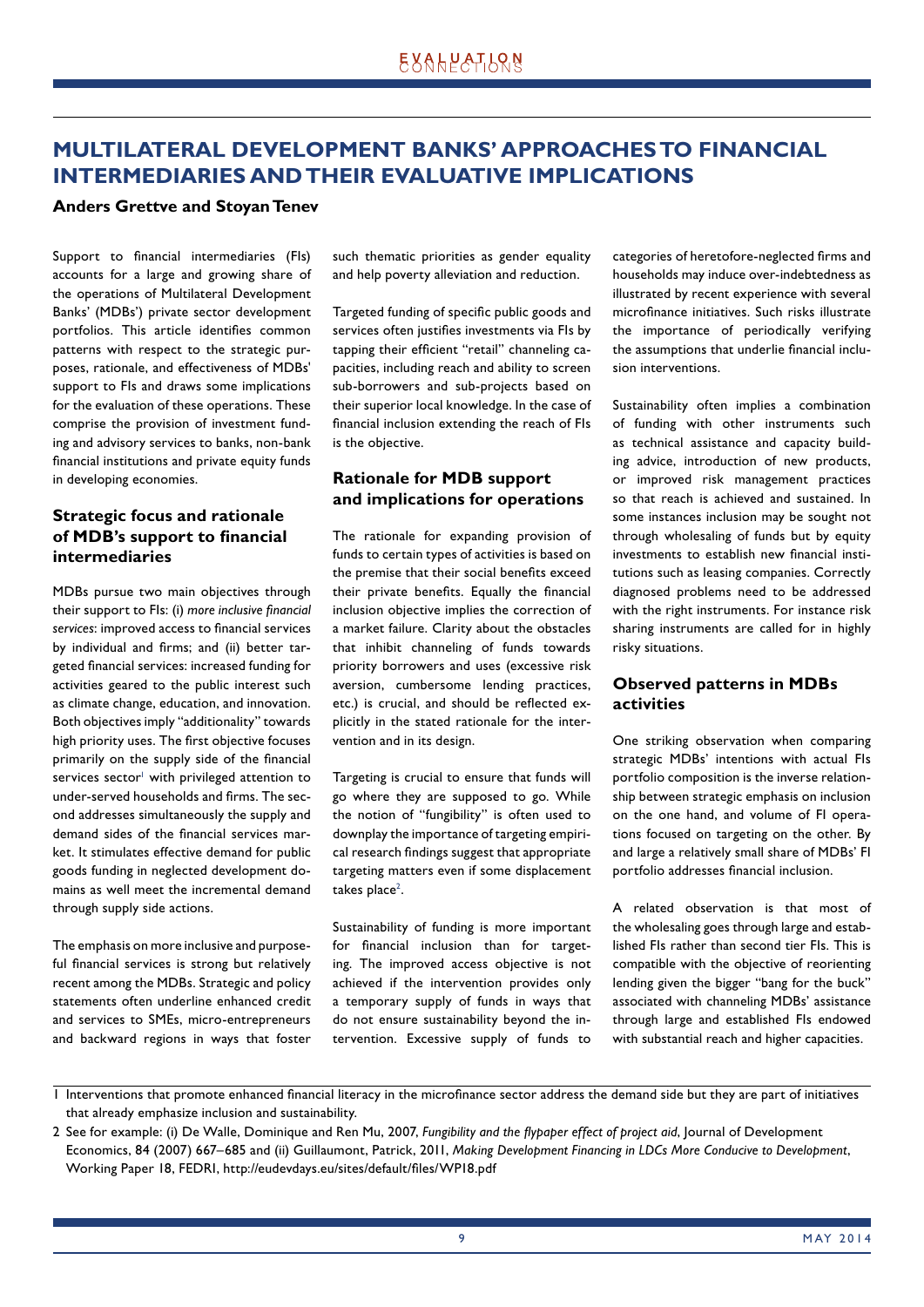# MULTILATERAL DEVELOPMENT BANKS' APPROACHES TO FINANCIAL INTERMEDIARIES AND THEIR EVALUATIVE IMPLICATIONS

**Anders Grettve and Stoyan Tenev**

Support to financial intermediaries (FIs) accounts for a large and growing share of the operations of Multilateral Development Banks' (MDBs') private sector development portfolios. This article identifies common patterns with respect to the strategic purposes, rationale, and effectiveness of MDBs' support to FIs and draws some implications for the evaluation of these operations. These comprise the provision of investment funding and advisory services to banks, non-bank financial institutions and private equity funds in developing economies.

### Strategic focus and rationale of MDB's support to financial intermediaries

MDBs pursue two main objectives through their support to FIs: (i) *more inclusive financial services*: improved access to financial services by individual and firms; and (ii) better targeted financial services: increased funding for activities geared to the public interest such as climate change, education, and innovation. Both objectives imply "additionality" towards high priority uses. The first objective focuses primarily on the supply side of the financial services sector[1] with privileged attention to under-served households and firms. The second addresses simultaneously the supply and demand sides of the financial services market. It stimulates effective demand for public goods funding in neglected development domains as well meet the incremental demand through supply side actions.

The emphasis on more inclusive and purposeful financial services is strong but relatively recent among the MDBs. Strategic and policy statements often underline enhanced credit and services to SMEs, micro-entrepreneurs and backward regions in ways that foster such thematic priorities as gender equality and help poverty alleviation and reduction.

Targeted funding of specific public goods and services often justifies investments via FIs by tapping their efficient "retail" channeling capacities, including reach and ability to screen sub-borrowers and sub-projects based on their superior local knowledge. In the case of financial inclusion extending the reach of FIs is the objective.

### Rationale for MDB support and implications for operations

The rationale for expanding provision of funds to certain types of activities is based on the premise that their social benefits exceed their private benefits. Equally the financial inclusion objective implies the correction of a market failure. Clarity about the obstacles that inhibit channeling of funds towards priority borrowers and uses (excessive risk aversion, cumbersome lending practices, etc.) is crucial, and should be reflected explicitly in the stated rationale for the intervention and in its design.

Targeting is crucial to ensure that funds will go where they are supposed to go. While the notion of "fungibility" is often used to downplay the importance of targeting empirical research findings suggest that appropriate targeting matters even if some displacement takes place[2].

Sustainability of funding is more important for financial inclusion than for targeting. The improved access objective is not achieved if the intervention provides only a temporary supply of funds in ways that do not ensure sustainability beyond the intervention. Excessive supply of funds to categories of heretofore-neglected firms and households may induce over-indebtedness as illustrated by recent experience with several microfinance initiatives. Such risks illustrate the importance of periodically verifying the assumptions that underlie financial inclusion interventions.

Sustainability often implies a combination of funding with other instruments such as technical assistance and capacity building advice, introduction of new products, or improved risk management practices so that reach is achieved and sustained. In some instances inclusion may be sought not through wholesaling of funds but by equity investments to establish new financial institutions such as leasing companies. Correctly diagnosed problems need to be addressed with the right instruments. For instance risk sharing instruments are called for in highly risky situations.

### Observed patterns in MDBs activities

One striking observation when comparing strategic MDBs' intentions with actual FIs portfolio composition is the inverse relationship between strategic emphasis on inclusion on the one hand, and volume of FI operations focused on targeting on the other. By and large a relatively small share of MDBs' FI portfolio addresses financial inclusion.

A related observation is that most of the wholesaling goes through large and established FIs rather than second tier FIs. This is compatible with the objective of reorienting lending given the bigger "bang for the buck" associated with channeling MDBs' assistance through large and established FIs endowed with substantial reach and higher capacities.

---

1 Interventions that promote enhanced financial literacy in the microfinance sector address the demand side but they are part of initiatives that already emphasize inclusion and sustainability.

2 See for example: (i) De Walle, Dominique and Ren Mu, 2007, *Fungibility and the flypaper effect of project aid*, Journal of Development Economics, 84 (2007) 667–685 and (ii) Guillaumont, Patrick, 2011, *Making Development Financing in LDCs More Conducive to Development*, Working Paper 18, FEDRI, http://eudevdays.eu/sites/default/files/WP18.pdf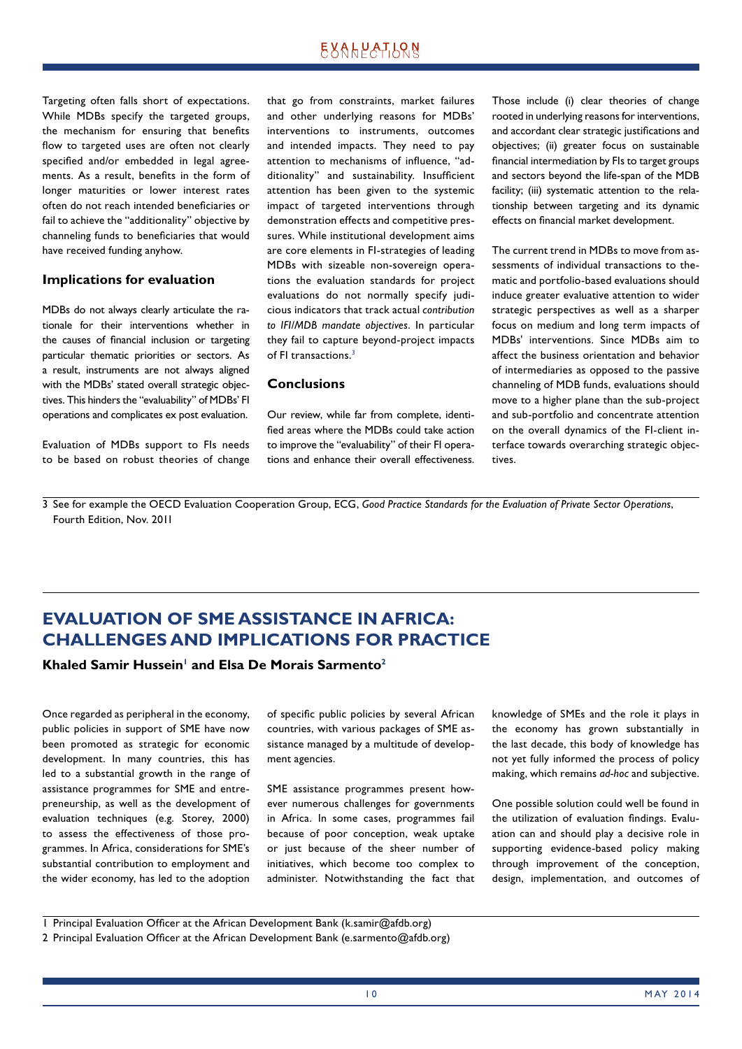Targeting often falls short of expectations. While MDBs specify the targeted groups, the mechanism for ensuring that benefits flow to targeted uses are often not clearly specified and/or embedded in legal agreements. As a result, benefits in the form of longer maturities or lower interest rates often do not reach intended beneficiaries or fail to achieve the "additionality" objective by channeling funds to beneficiaries that would have received funding anyhow.

### Implications for evaluation

MDBs do not always clearly articulate the rationale for their interventions whether in the causes of financial inclusion or targeting particular thematic priorities or sectors. As a result, instruments are not always aligned with the MDBs' stated overall strategic objectives. This hinders the "evaluability" of MDBs' FI operations and complicates ex post evaluation.

Evaluation of MDBs support to FIs needs to be based on robust theories of change that go from constraints, market failures and other underlying reasons for MDBs' interventions to instruments, outcomes and intended impacts. They need to pay attention to mechanisms of influence, "additionality" and sustainability. Insufficient attention has been given to the systemic impact of targeted interventions through demonstration effects and competitive pressures. While institutional development aims are core elements in FI-strategies of leading MDBs with sizeable non-sovereign operations the evaluation standards for project evaluations do not normally specify judicious indicators that track actual *contribution to IFI/MDB mandate objectives*. In particular they fail to capture beyond-project impacts of FI transactions.[3]

### Conclusions

Our review, while far from complete, identified areas where the MDBs could take action to improve the "evaluability" of their FI operations and enhance their overall effectiveness. Those include (i) clear theories of change rooted in underlying reasons for interventions, and accordant clear strategic justifications and objectives; (ii) greater focus on sustainable financial intermediation by FIs to target groups and sectors beyond the life-span of the MDB facility; (iii) systematic attention to the relationship between targeting and its dynamic effects on financial market development.

The current trend in MDBs to move from assessments of individual transactions to thematic and portfolio-based evaluations should induce greater evaluative attention to wider strategic perspectives as well as a sharper focus on medium and long term impacts of MDBs' interventions. Since MDBs aim to affect the business orientation and behavior of intermediaries as opposed to the passive channeling of MDB funds, evaluations should move to a higher plane than the sub-project and sub-portfolio and concentrate attention on the overall dynamics of the FI-client interface towards overarching strategic objectives.

3 See for example the OECD Evaluation Cooperation Group, ECG, *Good Practice Standards for the Evaluation of Private Sector Operations*, Fourth Edition, Nov. 2011

## EVALUATION OF SME ASSISTANCE IN AFRICA: CHALLENGES AND IMPLICATIONS FOR PRACTICE

**Khaled Samir Hussein[1] and Elsa De Morais Sarmento[2]**

Once regarded as peripheral in the economy, public policies in support of SME have now been promoted as strategic for economic development. In many countries, this has led to a substantial growth in the range of assistance programmes for SME and entrepreneurship, as well as the development of evaluation techniques (e.g. Storey, 2000) to assess the effectiveness of those programmes. In Africa, considerations for SME's substantial contribution to employment and the wider economy, has led to the adoption of specific public policies by several African countries, with various packages of SME assistance managed by a multitude of development agencies.

SME assistance programmes present however numerous challenges for governments in Africa. In some cases, programmes fail because of poor conception, weak uptake or just because of the sheer number of initiatives, which become too complex to administer. Notwithstanding the fact that knowledge of SMEs and the role it plays in the economy has grown substantially in the last decade, this body of knowledge has not yet fully informed the process of policy making, which remains *ad-hoc* and subjective.

One possible solution could well be found in the utilization of evaluation findings. Evaluation can and should play a decisive role in supporting evidence-based policy making through improvement of the conception, design, implementation, and outcomes of

1 Principal Evaluation Officer at the African Development Bank (k.samir@afdb.org)

2 Principal Evaluation Officer at the African Development Bank (e.sarmento@afdb.org)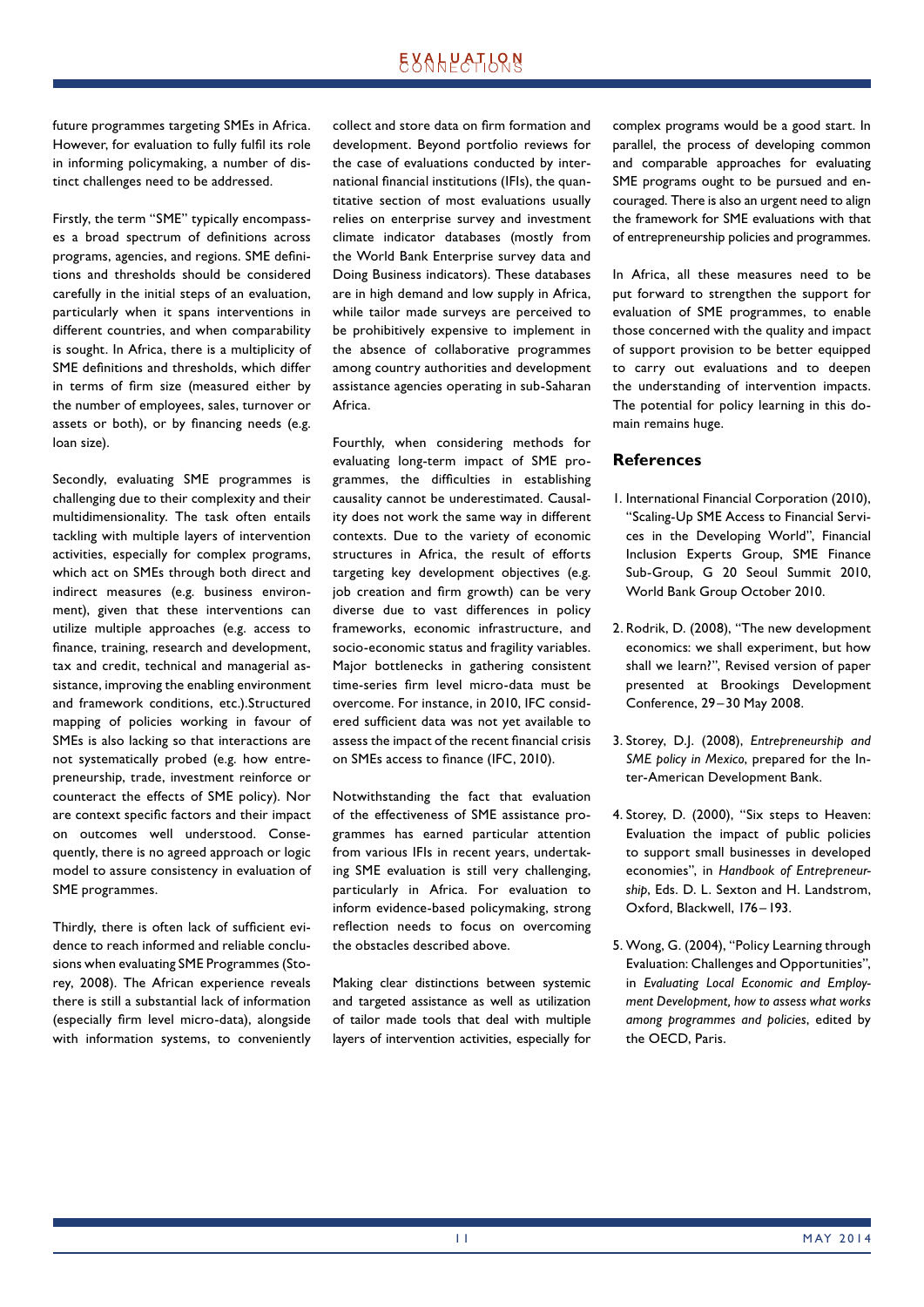future programmes targeting SMEs in Africa. However, for evaluation to fully fulfil its role in informing policymaking, a number of distinct challenges need to be addressed.

Firstly, the term "SME" typically encompasses a broad spectrum of definitions across programs, agencies, and regions. SME definitions and thresholds should be considered carefully in the initial steps of an evaluation, particularly when it spans interventions in different countries, and when comparability is sought. In Africa, there is a multiplicity of SME definitions and thresholds, which differ in terms of firm size (measured either by the number of employees, sales, turnover or assets or both), or by financing needs (e.g. loan size).

Secondly, evaluating SME programmes is challenging due to their complexity and their multidimensionality. The task often entails tackling with multiple layers of intervention activities, especially for complex programs, which act on SMEs through both direct and indirect measures (e.g. business environment), given that these interventions can utilize multiple approaches (e.g. access to finance, training, research and development, tax and credit, technical and managerial assistance, improving the enabling environment and framework conditions, etc.).Structured mapping of policies working in favour of SMEs is also lacking so that interactions are not systematically probed (e.g. how entrepreneurship, trade, investment reinforce or counteract the effects of SME policy). Nor are context specific factors and their impact on outcomes well understood. Consequently, there is no agreed approach or logic model to assure consistency in evaluation of SME programmes.

Thirdly, there is often lack of sufficient evidence to reach informed and reliable conclusions when evaluating SME Programmes (Storey, 2008). The African experience reveals there is still a substantial lack of information (especially firm level micro-data), alongside with information systems, to conveniently collect and store data on firm formation and development. Beyond portfolio reviews for the case of evaluations conducted by international financial institutions (IFIs), the quantitative section of most evaluations usually relies on enterprise survey and investment climate indicator databases (mostly from the World Bank Enterprise survey data and Doing Business indicators). These databases are in high demand and low supply in Africa, while tailor made surveys are perceived to be prohibitively expensive to implement in the absence of collaborative programmes among country authorities and development assistance agencies operating in sub-Saharan Africa.

Fourthly, when considering methods for evaluating long-term impact of SME programmes, the difficulties in establishing causality cannot be underestimated. Causality does not work the same way in different contexts. Due to the variety of economic structures in Africa, the result of efforts targeting key development objectives (e.g. job creation and firm growth) can be very diverse due to vast differences in policy frameworks, economic infrastructure, and socio-economic status and fragility variables. Major bottlenecks in gathering consistent time-series firm level micro-data must be overcome. For instance, in 2010, IFC considered sufficient data was not yet available to assess the impact of the recent financial crisis on SMEs access to finance (IFC, 2010).

Notwithstanding the fact that evaluation of the effectiveness of SME assistance programmes has earned particular attention from various IFIs in recent years, undertaking SME evaluation is still very challenging, particularly in Africa. For evaluation to inform evidence-based policymaking, strong reflection needs to focus on overcoming the obstacles described above.

Making clear distinctions between systemic and targeted assistance as well as utilization of tailor made tools that deal with multiple layers of intervention activities, especially for complex programs would be a good start. In parallel, the process of developing common and comparable approaches for evaluating SME programs ought to be pursued and encouraged. There is also an urgent need to align the framework for SME evaluations with that of entrepreneurship policies and programmes.

In Africa, all these measures need to be put forward to strengthen the support for evaluation of SME programmes, to enable those concerned with the quality and impact of support provision to be better equipped to carry out evaluations and to deepen the understanding of intervention impacts. The potential for policy learning in this domain remains huge.

## References

1. International Financial Corporation (2010), "Scaling-Up SME Access to Financial Services in the Developing World", Financial Inclusion Experts Group, SME Finance Sub-Group, G 20 Seoul Summit 2010, World Bank Group October 2010.

2. Rodrik, D. (2008), "The new development economics: we shall experiment, but how shall we learn?", Revised version of paper presented at Brookings Development Conference, 29–30 May 2008.

3. Storey, D.J. (2008), *Entrepreneurship and SME policy in Mexico*, prepared for the Inter-American Development Bank.

4. Storey, D. (2000), "Six steps to Heaven: Evaluation the impact of public policies to support small businesses in developed economies", in *Handbook of Entrepreneurship*, Eds. D. L. Sexton and H. Landstrom, Oxford, Blackwell, 176–193.

5. Wong, G. (2004), "Policy Learning through Evaluation: Challenges and Opportunities", in *Evaluating Local Economic and Employment Development, how to assess what works among programmes and policies*, edited by the OECD, Paris.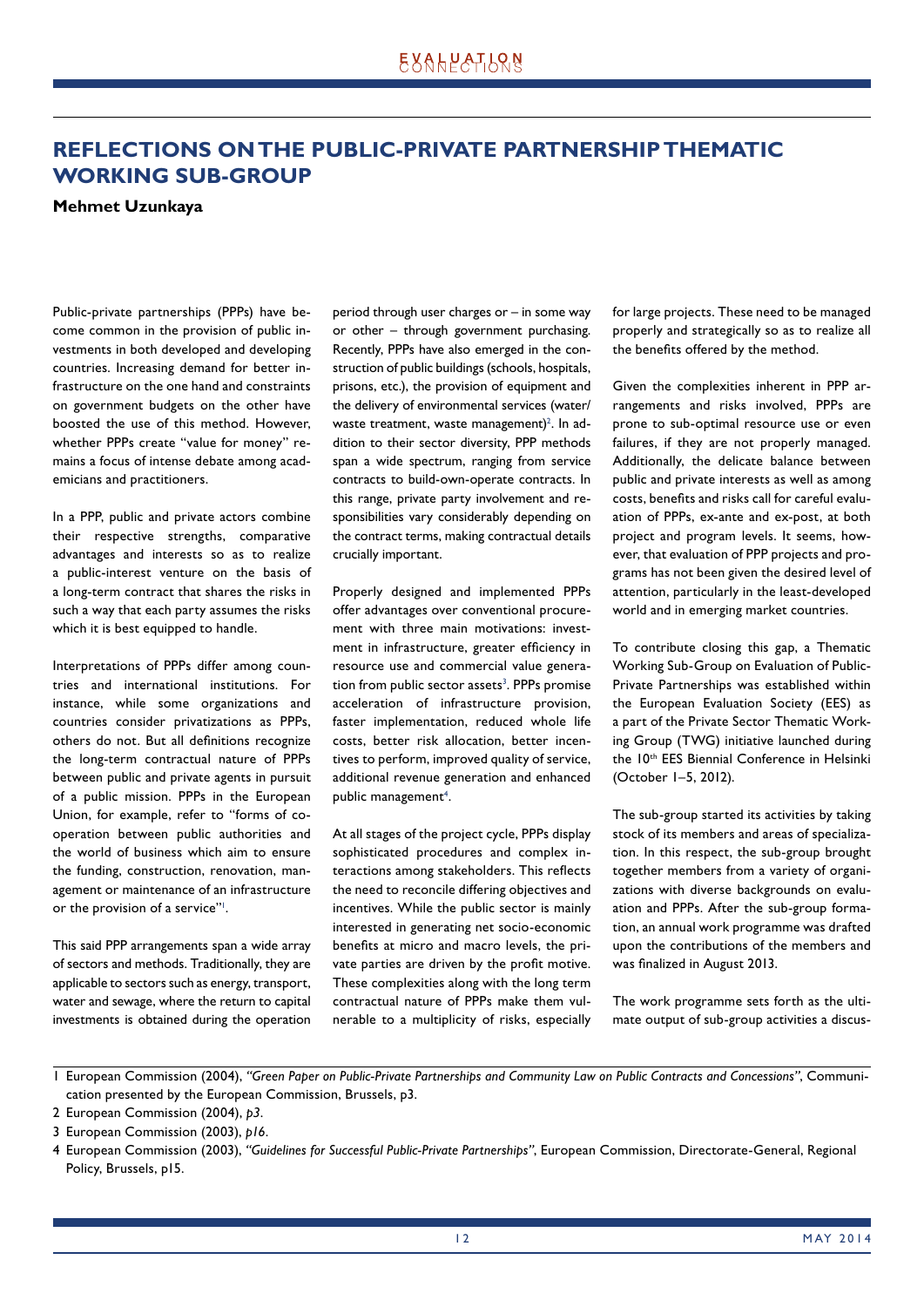## REFLECTIONS ON THE PUBLIC-PRIVATE PARTNERSHIP THEMATIC WORKING SUB-GROUP

**Mehmet Uzunkaya**

Public-private partnerships (PPPs) have become common in the provision of public investments in both developed and developing countries. Increasing demand for better infrastructure on the one hand and constraints on government budgets on the other have boosted the use of this method. However, whether PPPs create "value for money" remains a focus of intense debate among academicians and practitioners.

In a PPP, public and private actors combine their respective strengths, comparative advantages and interests so as to realize a public-interest venture on the basis of a long-term contract that shares the risks in such a way that each party assumes the risks which it is best equipped to handle.

Interpretations of PPPs differ among countries and international institutions. For instance, while some organizations and countries consider privatizations as PPPs, others do not. But all definitions recognize the long-term contractual nature of PPPs between public and private agents in pursuit of a public mission. PPPs in the European Union, for example, refer to "forms of cooperation between public authorities and the world of business which aim to ensure the funding, construction, renovation, management or maintenance of an infrastructure or the provision of a service"[1].

This said PPP arrangements span a wide array of sectors and methods. Traditionally, they are applicable to sectors such as energy, transport, water and sewage, where the return to capital investments is obtained during the operation period through user charges or – in some way or other – through government purchasing. Recently, PPPs have also emerged in the construction of public buildings (schools, hospitals, prisons, etc.), the provision of equipment and the delivery of environmental services (water/waste treatment, waste management)[2]. In addition to their sector diversity, PPP methods span a wide spectrum, ranging from service contracts to build-own-operate contracts. In this range, private party involvement and responsibilities vary considerably depending on the contract terms, making contractual details crucially important.

Properly designed and implemented PPPs offer advantages over conventional procurement with three main motivations: investment in infrastructure, greater efficiency in resource use and commercial value generation from public sector assets[3]. PPPs promise acceleration of infrastructure provision, faster implementation, reduced whole life costs, better risk allocation, better incentives to perform, improved quality of service, additional revenue generation and enhanced public management[4].

At all stages of the project cycle, PPPs display sophisticated procedures and complex interactions among stakeholders. This reflects the need to reconcile differing objectives and incentives. While the public sector is mainly interested in generating net socio-economic benefits at micro and macro levels, the private parties are driven by the profit motive. These complexities along with the long term contractual nature of PPPs make them vulnerable to a multiplicity of risks, especially for large projects. These need to be managed properly and strategically so as to realize all the benefits offered by the method.

Given the complexities inherent in PPP arrangements and risks involved, PPPs are prone to sub-optimal resource use or even failures, if they are not properly managed. Additionally, the delicate balance between public and private interests as well as among costs, benefits and risks call for careful evaluation of PPPs, ex-ante and ex-post, at both project and program levels. It seems, however, that evaluation of PPP projects and programs has not been given the desired level of attention, particularly in the least-developed world and in emerging market countries.

To contribute closing this gap, a Thematic Working Sub-Group on Evaluation of Public-Private Partnerships was established within the European Evaluation Society (EES) as a part of the Private Sector Thematic Working Group (TWG) initiative launched during the 10th EES Biennial Conference in Helsinki (October 1–5, 2012).

The sub-group started its activities by taking stock of its members and areas of specialization. In this respect, the sub-group brought together members from a variety of organizations with diverse backgrounds on evaluation and PPPs. After the sub-group formation, an annual work programme was drafted upon the contributions of the members and was finalized in August 2013.

The work programme sets forth as the ultimate output of sub-group activities a discus-

---

1 European Commission (2004), *"Green Paper on Public-Private Partnerships and Community Law on Public Contracts and Concessions"*, Communication presented by the European Commission, Brussels, p3.

2 European Commission (2004), *p3*.

3 European Commission (2003), *p16*.

4 European Commission (2003), *"Guidelines for Successful Public-Private Partnerships"*, European Commission, Directorate-General, Regional Policy, Brussels, p15.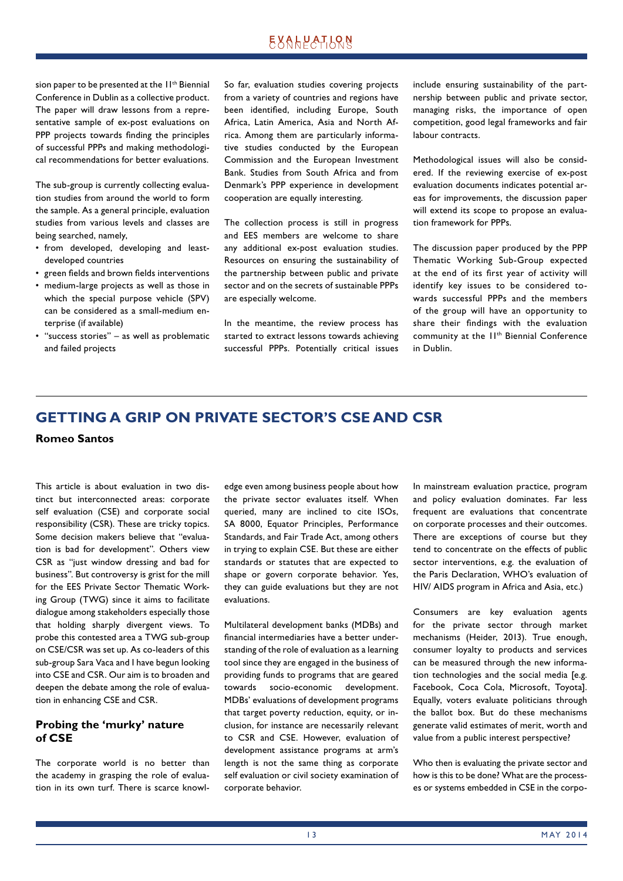sion paper to be presented at the 11th Biennial Conference in Dublin as a collective product. The paper will draw lessons from a representative sample of ex-post evaluations on PPP projects towards finding the principles of successful PPPs and making methodological recommendations for better evaluations.

The sub-group is currently collecting evaluation studies from around the world to form the sample. As a general principle, evaluation studies from various levels and classes are being searched, namely,

- from developed, developing and least-developed countries
- green fields and brown fields interventions
- medium-large projects as well as those in which the special purpose vehicle (SPV) can be considered as a small-medium enterprise (if available)
- "success stories" – as well as problematic and failed projects

So far, evaluation studies covering projects from a variety of countries and regions have been identified, including Europe, South Africa, Latin America, Asia and North Africa. Among them are particularly informative studies conducted by the European Commission and the European Investment Bank. Studies from South Africa and from Denmark's PPP experience in development cooperation are equally interesting.

The collection process is still in progress and EES members are welcome to share any additional ex-post evaluation studies. Resources on ensuring the sustainability of the partnership between public and private sector and on the secrets of sustainable PPPs are especially welcome.

In the meantime, the review process has started to extract lessons towards achieving successful PPPs. Potentially critical issues include ensuring sustainability of the partnership between public and private sector, managing risks, the importance of open competition, good legal frameworks and fair labour contracts.

Methodological issues will also be considered. If the reviewing exercise of ex-post evaluation documents indicates potential areas for improvements, the discussion paper will extend its scope to propose an evaluation framework for PPPs.

The discussion paper produced by the PPP Thematic Working Sub-Group expected at the end of its first year of activity will identify key issues to be considered towards successful PPPs and the members of the group will have an opportunity to share their findings with the evaluation community at the 11th Biennial Conference in Dublin.

## GETTING A GRIP ON PRIVATE SECTOR'S CSE AND CSR

**Romeo Santos**

This article is about evaluation in two distinct but interconnected areas: corporate self evaluation (CSE) and corporate social responsibility (CSR). These are tricky topics. Some decision makers believe that "evaluation is bad for development". Others view CSR as "just window dressing and bad for business". But controversy is grist for the mill for the EES Private Sector Thematic Working Group (TWG) since it aims to facilitate dialogue among stakeholders especially those that holding sharply divergent views. To probe this contested area a TWG sub-group on CSE/CSR was set up. As co-leaders of this sub-group Sara Vaca and I have begun looking into CSE and CSR. Our aim is to broaden and deepen the debate among the role of evaluation in enhancing CSE and CSR.

### Probing the 'murky' nature of CSE

The corporate world is no better than the academy in grasping the role of evaluation in its own turf. There is scarce knowledge even among business people about how the private sector evaluates itself. When queried, many are inclined to cite ISOs, SA 8000, Equator Principles, Performance Standards, and Fair Trade Act, among others in trying to explain CSE. But these are either standards or statutes that are expected to shape or govern corporate behavior. Yes, they can guide evaluations but they are not evaluations.

Multilateral development banks (MDBs) and financial intermediaries have a better understanding of the role of evaluation as a learning tool since they are engaged in the business of providing funds to programs that are geared towards socio-economic development. MDBs' evaluations of development programs that target poverty reduction, equity, or inclusion, for instance are necessarily relevant to CSR and CSE. However, evaluation of development assistance programs at arm's length is not the same thing as corporate self evaluation or civil society examination of corporate behavior.

In mainstream evaluation practice, program and policy evaluation dominates. Far less frequent are evaluations that concentrate on corporate processes and their outcomes. There are exceptions of course but they tend to concentrate on the effects of public sector interventions, e.g. the evaluation of the Paris Declaration, WHO's evaluation of HIV/ AIDS program in Africa and Asia, etc.)

Consumers are key evaluation agents for the private sector through market mechanisms (Heider, 2013). True enough, consumer loyalty to products and services can be measured through the new information technologies and the social media [e.g. Facebook, Coca Cola, Microsoft, Toyota]. Equally, voters evaluate politicians through the ballot box. But do these mechanisms generate valid estimates of merit, worth and value from a public interest perspective?

Who then is evaluating the private sector and how is this to be done? What are the processes or systems embedded in CSE in the corpo-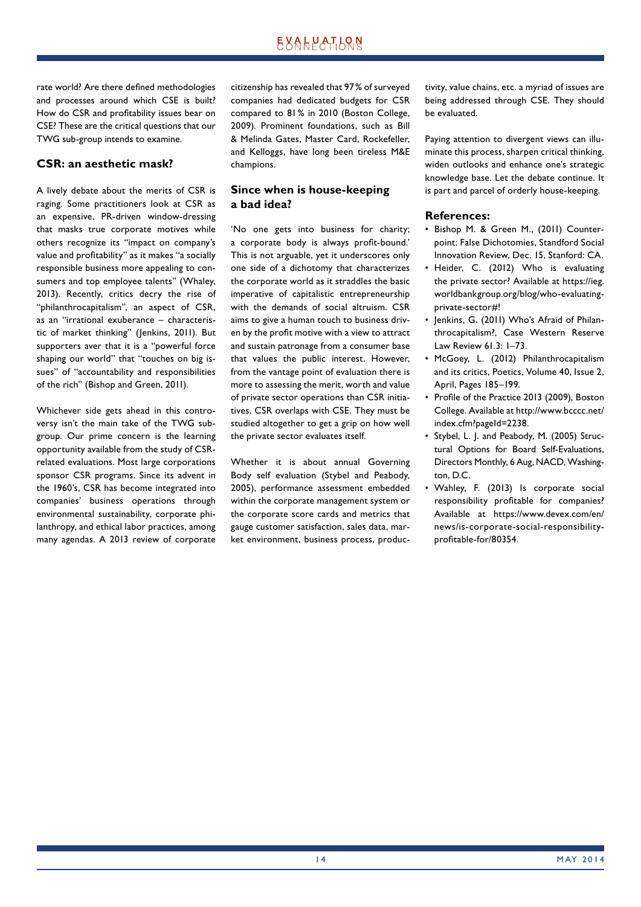rate world? Are there defined methodologies and processes around which CSE is built? How do CSR and profitability issues bear on CSE? These are the critical questions that our TWG sub-group intends to examine.

## CSR: an aesthetic mask?

A lively debate about the merits of CSR is raging. Some practitioners look at CSR as an expensive, PR-driven window-dressing that masks true corporate motives while others recognize its "impact on company's value and profitability" as it makes "a socially responsible business more appealing to consumers and top employee talents" (Whaley, 2013). Recently, critics decry the rise of "philanthrocapitalism", an aspect of CSR, as an "irrational exuberance – characteristic of market thinking" (Jenkins, 2011). But supporters aver that it is a "powerful force shaping our world" that "touches on big issues" of "accountability and responsibilities of the rich" (Bishop and Green, 2011).

Whichever side gets ahead in this controversy isn't the main take of the TWG sub-group. Our prime concern is the learning opportunity available from the study of CSR-related evaluations. Most large corporations sponsor CSR programs. Since its advent in the 1960's, CSR has become integrated into companies' business operations through environmental sustainability, corporate philanthropy, and ethical labor practices, among many agendas. A 2013 review of corporate citizenship has revealed that 97% of surveyed companies had dedicated budgets for CSR compared to 81% in 2010 (Boston College, 2009). Prominent foundations, such as Bill & Melinda Gates, Master Card, Rockefeller, and Kelloggs, have long been tireless M&E champions.

## Since when is house-keeping a bad idea?

'No one gets into business for charity; a corporate body is always profit-bound.' This is not arguable, yet it underscores only one side of a dichotomy that characterizes the corporate world as it straddles the basic imperative of capitalistic entrepreneurship with the demands of social altruism. CSR aims to give a human touch to business driven by the profit motive with a view to attract and sustain patronage from a consumer base that values the public interest. However, from the vantage point of evaluation there is more to assessing the merit, worth and value of private sector operations than CSR initiatives. CSR overlaps with CSE. They must be studied altogether to get a grip on how well the private sector evaluates itself.

Whether it is about annual Governing Body self evaluation (Stybel and Peabody, 2005), performance assessment embedded within the corporate management system or the corporate score cards and metrics that gauge customer satisfaction, sales data, market environment, business process, productivity, value chains, etc. a myriad of issues are being addressed through CSE. They should be evaluated.

Paying attention to divergent views can illuminate this process, sharpen critical thinking, widen outlooks and enhance one's strategic knowledge base. Let the debate continue. It is part and parcel of orderly house-keeping.

## References:

- Bishop M. & Green M., (2011) Counterpoint: False Dichotomies, Standford Social Innovation Review, Dec. 15, Stanford: CA.
- Heider, C. (2012) Who is evaluating the private sector? Available at https://ieg.worldbankgroup.org/blog/who-evaluating-private-sector#!
- Jenkins, G. (2011) Who's Afraid of Philanthrocapitalism?, Case Western Reserve Law Review 61.3: 1–73.
- McGoey, L. (2012) Philanthrocapitalism and its critics, Poetics, Volume 40, Issue 2, April, Pages 185–199.
- Profile of the Practice 2013 (2009), Boston College. Available at http://www.bcccc.net/index.cfm?pageId=2238.
- Stybel, L. J. and Peabody, M. (2005) Structural Options for Board Self-Evaluations, Directors Monthly, 6 Aug, NACD, Washington, D.C.
- Wahley, F. (2013) Is corporate social responsibility profitable for companies? Available at https://www.devex.com/en/news/is-corporate-social-responsibility-profitable-for/80354.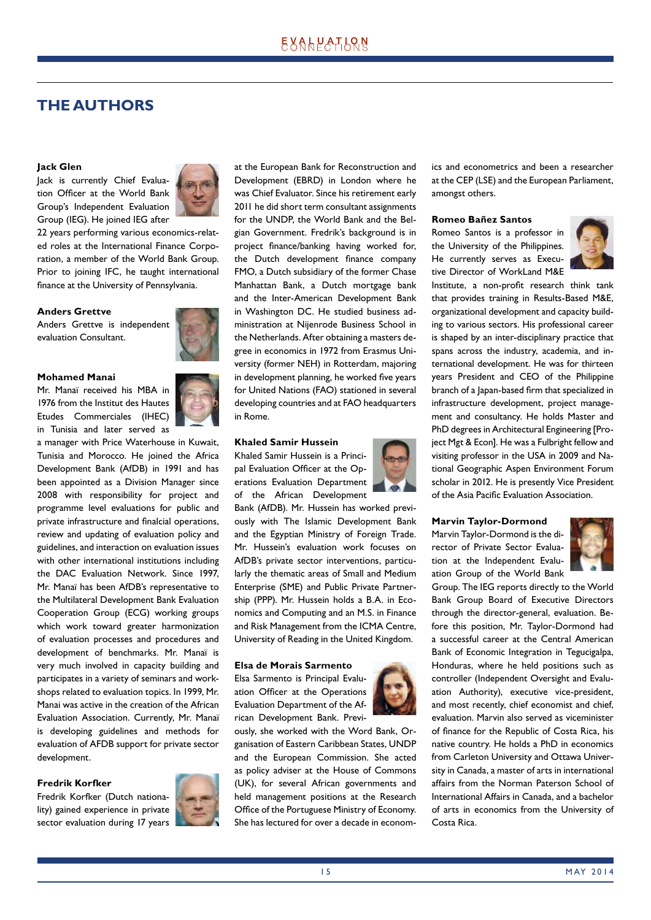# THE AUTHORS

**Jack Glen**

Jack is currently Chief Evaluation Officer at the World Bank Group's Independent Evaluation Group (IEG). He joined IEG after 22 years performing various economics-related roles at the International Finance Corporation, a member of the World Bank Group. Prior to joining IFC, he taught international finance at the University of Pennsylvania.

**Anders Grettve**

Anders Grettve is independent evaluation Consultant.

**Mohamed Manai**

Mr. Manaï received his MBA in 1976 from the Institut des Hautes Etudes Commerciales (IHEC) in Tunisia and later served as a manager with Price Waterhouse in Kuwait, Tunisia and Morocco. He joined the Africa Development Bank (AfDB) in 1991 and has been appointed as a Division Manager since 2008 with responsibility for project and programme level evaluations for public and private infrastructure and finalcial operations, review and updating of evaluation policy and guidelines, and interaction on evaluation issues with other international institutions including the DAC Evaluation Network. Since 1997, Mr. Manaï has been AfDB's representative to the Multilateral Development Bank Evaluation Cooperation Group (ECG) working groups which work toward greater harmonization of evaluation processes and procedures and development of benchmarks. Mr. Manaï is very much involved in capacity building and participates in a variety of seminars and workshops related to evaluation topics. In 1999, Mr. Manai was active in the creation of the African Evaluation Association. Currently, Mr. Manaï is developing guidelines and methods for evaluation of AFDB support for private sector development.

**Fredrik Korfker**

Fredrik Korfker (Dutch nationality) gained experience in private sector evaluation during 17 years at the European Bank for Reconstruction and Development (EBRD) in London where he was Chief Evaluator. Since his retirement early 2011 he did short term consultant assignments for the UNDP, the World Bank and the Belgian Government. Fredrik's background is in project finance/banking having worked for, the Dutch development finance company FMO, a Dutch subsidiary of the former Chase Manhattan Bank, a Dutch mortgage bank and the Inter-American Development Bank in Washington DC. He studied business administration at Nijenrode Business School in the Netherlands. After obtaining a masters degree in economics in 1972 from Erasmus University (former NEH) in Rotterdam, majoring in development planning, he worked five years for United Nations (FAO) stationed in several developing countries and at FAO headquarters in Rome.

**Khaled Samir Hussein**

Khaled Samir Hussein is a Principal Evaluation Officer at the Operations Evaluation Department of the African Development Bank (AfDB). Mr. Hussein has worked previously with The Islamic Development Bank and the Egyptian Ministry of Foreign Trade. Mr. Hussein's evaluation work focuses on AfDB's private sector interventions, particularly the thematic areas of Small and Medium Enterprise (SME) and Public Private Partnership (PPP). Mr. Hussein holds a B.A. in Economics and Computing and an M.S. in Finance and Risk Management from the ICMA Centre, University of Reading in the United Kingdom.

**Elsa de Morais Sarmento**

Elsa Sarmento is Principal Evaluation Officer at the Operations Evaluation Department of the African Development Bank. Previously, she worked with the Word Bank, Organisation of Eastern Caribbean States, UNDP and the European Commission. She acted as policy adviser at the House of Commons (UK), for several African governments and held management positions at the Research Office of the Portuguese Ministry of Economy. She has lectured for over a decade in economics and econometrics and been a researcher at the CEP (LSE) and the European Parliament, amongst others.

**Romeo Bañez Santos**

Romeo Santos is a professor in the University of the Philippines. He currently serves as Executive Director of WorkLand M&E Institute, a non-profit research think tank that provides training in Results-Based M&E, organizational development and capacity building to various sectors. His professional career is shaped by an inter-disciplinary practice that spans across the industry, academia, and international development. He was for thirteen years President and CEO of the Philippine branch of a Japan-based firm that specialized in infrastructure development, project management and consultancy. He holds Master and PhD degrees in Architectural Engineering [Project Mgt & Econ]. He was a Fulbright fellow and visiting professor in the USA in 2009 and National Geographic Aspen Environment Forum scholar in 2012. He is presently Vice President of the Asia Pacific Evaluation Association.

**Marvin Taylor-Dormond**

Marvin Taylor-Dormond is the director of Private Sector Evaluation at the Independent Evaluation Group of the World Bank Group. The IEG reports directly to the World Bank Group Board of Executive Directors through the director-general, evaluation. Before this position, Mr. Taylor-Dormond had a successful career at the Central American Bank of Economic Integration in Tegucigalpa, Honduras, where he held positions such as controller (Independent Oversight and Evaluation Authority), executive vice-president, and most recently, chief economist and chief, evaluation. Marvin also served as viceminister of finance for the Republic of Costa Rica, his native country. He holds a PhD in economics from Carleton University and Ottawa University in Canada, a master of arts in international affairs from the Norman Paterson School of International Affairs in Canada, and a bachelor of arts in economics from the University of Costa Rica.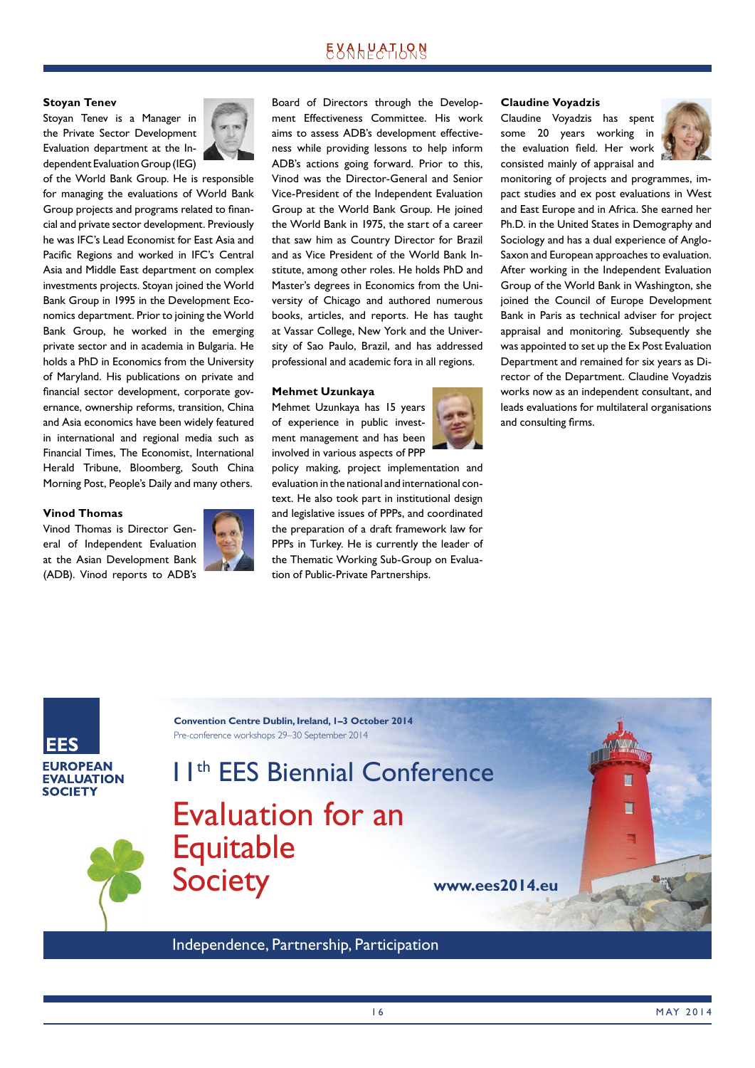### Stoyan Tenev

Stoyan Tenev is a Manager in the Private Sector Development Evaluation department at the Independent Evaluation Group (IEG) of the World Bank Group. He is responsible for managing the evaluations of World Bank Group projects and programs related to financial and private sector development. Previously he was IFC's Lead Economist for East Asia and Pacific Regions and worked in IFC's Central Asia and Middle East department on complex investments projects. Stoyan joined the World Bank Group in 1995 in the Development Economics department. Prior to joining the World Bank Group, he worked in the emerging private sector and in academia in Bulgaria. He holds a PhD in Economics from the University of Maryland. His publications on private and financial sector development, corporate governance, ownership reforms, transition, China and Asia economics have been widely featured in international and regional media such as Financial Times, The Economist, International Herald Tribune, Bloomberg, South China Morning Post, People's Daily and many others.

### Vinod Thomas

Vinod Thomas is Director General of Independent Evaluation at the Asian Development Bank (ADB). Vinod reports to ADB's Board of Directors through the Development Effectiveness Committee. His work aims to assess ADB's development effectiveness while providing lessons to help inform ADB's actions going forward. Prior to this, Vinod was the Director-General and Senior Vice-President of the Independent Evaluation Group at the World Bank Group. He joined the World Bank in 1975, the start of a career that saw him as Country Director for Brazil and as Vice President of the World Bank Institute, among other roles. He holds PhD and Master's degrees in Economics from the University of Chicago and authored numerous books, articles, and reports. He has taught at Vassar College, New York and the University of Sao Paulo, Brazil, and has addressed professional and academic fora in all regions.

### Mehmet Uzunkaya

Mehmet Uzunkaya has 15 years of experience in public investment management and has been involved in various aspects of PPP policy making, project implementation and evaluation in the national and international context. He also took part in institutional design and legislative issues of PPPs, and coordinated the preparation of a draft framework law for PPPs in Turkey. He is currently the leader of the Thematic Working Sub-Group on Evaluation of Public-Private Partnerships.

### Claudine Voyadzis

Claudine Voyadzis has spent some 20 years working in the evaluation field. Her work consisted mainly of appraisal and monitoring of projects and programmes, impact studies and ex post evaluations in West and East Europe and in Africa. She earned her Ph.D. in the United States in Demography and Sociology and has a dual experience of Anglo-Saxon and European approaches to evaluation. After working in the Independent Evaluation Group of the World Bank in Washington, she joined the Council of Europe Development Bank in Paris as technical adviser for project appraisal and monitoring. Subsequently she was appointed to set up the Ex Post Evaluation Department and remained for six years as Director of the Department. Claudine Voyadzis works now as an independent consultant, and leads evaluations for multilateral organisations and consulting firms.

---

**EES**
**EUROPEAN EVALUATION SOCIETY**

**Convention Centre Dublin, Ireland, 1–3 October 2014**
Pre-conference workshops 29–30 September 2014

## 11th EES Biennial Conference

## Evaluation for an Equitable Society

**www.ees2014.eu**

Independence, Partnership, Participation